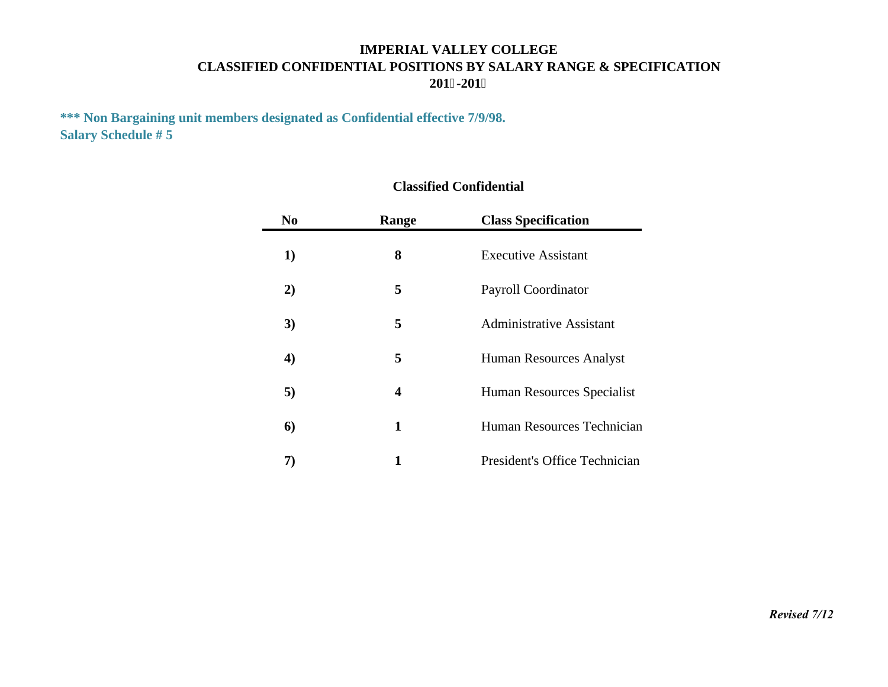# IMPERIAL VALLEY COLLEGE
## CLASSIFIED CONFIDENTIAL POSITIONS BY SALARY RANGE & SPECIFICATION
### 201 -201

**\*\*\* Non Bargaining unit members designated as Confidential effective 7/9/98.**
**Salary Schedule # 5**

### Classified Confidential

| No | Range | Class Specification |
|---|---|---|
| **1)** | **8** | Executive Assistant |
| **2)** | **5** | Payroll Coordinator |
| **3)** | **5** | Administrative Assistant |
| **4)** | **5** | Human Resources Analyst |
| **5)** | **4** | Human Resources Specialist |
| **6)** | **1** | Human Resources Technician |
| **7)** | **1** | President's Office Technician |

***Revised 7/12***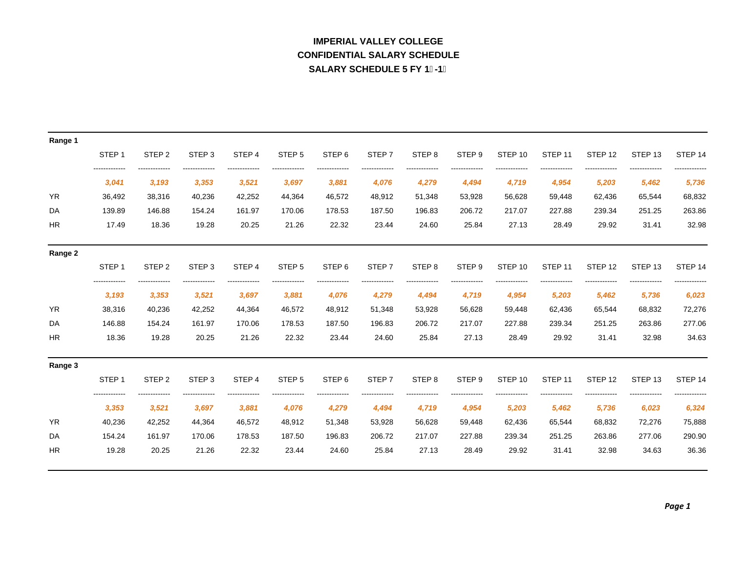# IMPERIAL VALLEY COLLEGE
## CONFIDENTIAL SALARY SCHEDULE
## SALARY SCHEDULE 5 FY 1 -1

**Range 1**

| | STEP 1 | STEP 2 | STEP 3 | STEP 4 | STEP 5 | STEP 6 | STEP 7 | STEP 8 | STEP 9 | STEP 10 | STEP 11 | STEP 12 | STEP 13 | STEP 14 |
|---|---|---|---|---|---|---|---|---|---|---|---|---|---|---|
| | *3,041* | *3,193* | *3,353* | *3,521* | *3,697* | *3,881* | *4,076* | *4,279* | *4,494* | *4,719* | *4,954* | *5,203* | *5,462* | *5,736* |
| YR | 36,492 | 38,316 | 40,236 | 42,252 | 44,364 | 46,572 | 48,912 | 51,348 | 53,928 | 56,628 | 59,448 | 62,436 | 65,544 | 68,832 |
| DA | 139.89 | 146.88 | 154.24 | 161.97 | 170.06 | 178.53 | 187.50 | 196.83 | 206.72 | 217.07 | 227.88 | 239.34 | 251.25 | 263.86 |
| HR | 17.49 | 18.36 | 19.28 | 20.25 | 21.26 | 22.32 | 23.44 | 24.60 | 25.84 | 27.13 | 28.49 | 29.92 | 31.41 | 32.98 |

**Range 2**

| | STEP 1 | STEP 2 | STEP 3 | STEP 4 | STEP 5 | STEP 6 | STEP 7 | STEP 8 | STEP 9 | STEP 10 | STEP 11 | STEP 12 | STEP 13 | STEP 14 |
|---|---|---|---|---|---|---|---|---|---|---|---|---|---|---|
| | *3,193* | *3,353* | *3,521* | *3,697* | *3,881* | *4,076* | *4,279* | *4,494* | *4,719* | *4,954* | *5,203* | *5,462* | *5,736* | *6,023* |
| YR | 38,316 | 40,236 | 42,252 | 44,364 | 46,572 | 48,912 | 51,348 | 53,928 | 56,628 | 59,448 | 62,436 | 65,544 | 68,832 | 72,276 |
| DA | 146.88 | 154.24 | 161.97 | 170.06 | 178.53 | 187.50 | 196.83 | 206.72 | 217.07 | 227.88 | 239.34 | 251.25 | 263.86 | 277.06 |
| HR | 18.36 | 19.28 | 20.25 | 21.26 | 22.32 | 23.44 | 24.60 | 25.84 | 27.13 | 28.49 | 29.92 | 31.41 | 32.98 | 34.63 |

**Range 3**

| | STEP 1 | STEP 2 | STEP 3 | STEP 4 | STEP 5 | STEP 6 | STEP 7 | STEP 8 | STEP 9 | STEP 10 | STEP 11 | STEP 12 | STEP 13 | STEP 14 |
|---|---|---|---|---|---|---|---|---|---|---|---|---|---|---|
| | *3,353* | *3,521* | *3,697* | *3,881* | *4,076* | *4,279* | *4,494* | *4,719* | *4,954* | *5,203* | *5,462* | *5,736* | *6,023* | *6,324* |
| YR | 40,236 | 42,252 | 44,364 | 46,572 | 48,912 | 51,348 | 53,928 | 56,628 | 59,448 | 62,436 | 65,544 | 68,832 | 72,276 | 75,888 |
| DA | 154.24 | 161.97 | 170.06 | 178.53 | 187.50 | 196.83 | 206.72 | 217.07 | 227.88 | 239.34 | 251.25 | 263.86 | 277.06 | 290.90 |
| HR | 19.28 | 20.25 | 21.26 | 22.32 | 23.44 | 24.60 | 25.84 | 27.13 | 28.49 | 29.92 | 31.41 | 32.98 | 34.63 | 36.36 |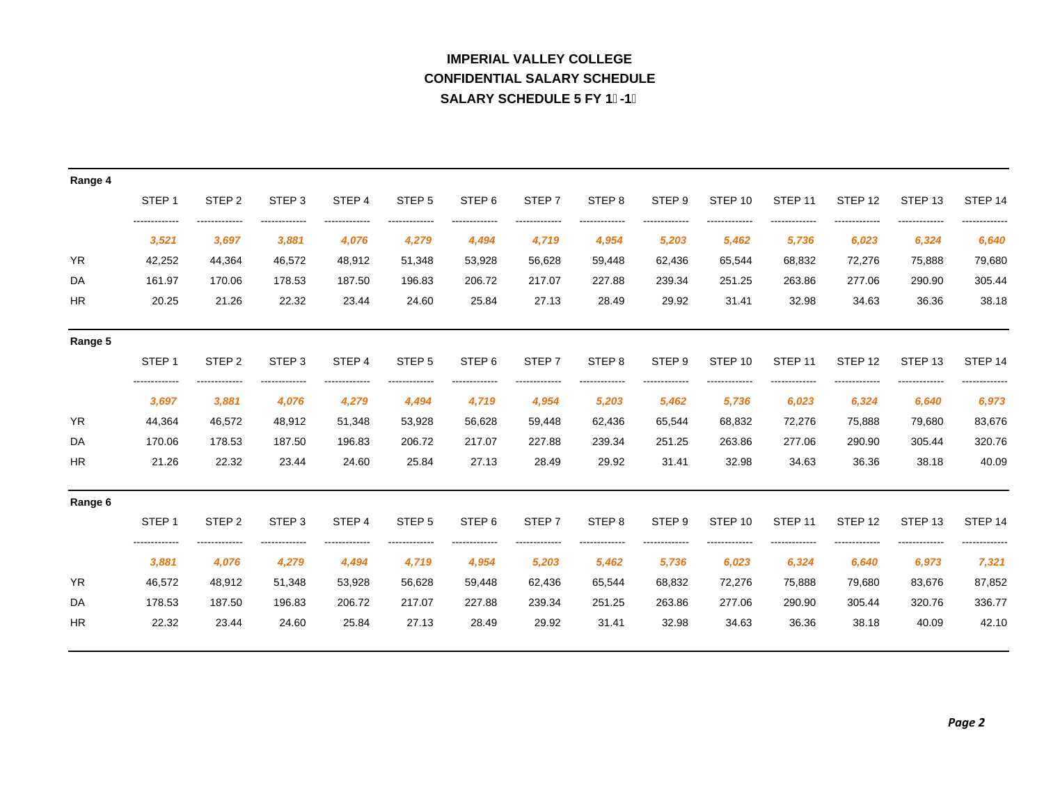# IMPERIAL VALLEY COLLEGE

## CONFIDENTIAL SALARY SCHEDULE

## SALARY SCHEDULE 5 FY 1 -1

**Range 4**

| | STEP 1 | STEP 2 | STEP 3 | STEP 4 | STEP 5 | STEP 6 | STEP 7 | STEP 8 | STEP 9 | STEP 10 | STEP 11 | STEP 12 | STEP 13 | STEP 14 |
|---|---|---|---|---|---|---|---|---|---|---|---|---|---|---|
| | *3,521* | *3,697* | *3,881* | *4,076* | *4,279* | *4,494* | *4,719* | *4,954* | *5,203* | *5,462* | *5,736* | *6,023* | *6,324* | *6,640* |
| YR | 42,252 | 44,364 | 46,572 | 48,912 | 51,348 | 53,928 | 56,628 | 59,448 | 62,436 | 65,544 | 68,832 | 72,276 | 75,888 | 79,680 |
| DA | 161.97 | 170.06 | 178.53 | 187.50 | 196.83 | 206.72 | 217.07 | 227.88 | 239.34 | 251.25 | 263.86 | 277.06 | 290.90 | 305.44 |
| HR | 20.25 | 21.26 | 22.32 | 23.44 | 24.60 | 25.84 | 27.13 | 28.49 | 29.92 | 31.41 | 32.98 | 34.63 | 36.36 | 38.18 |

**Range 5**

| | STEP 1 | STEP 2 | STEP 3 | STEP 4 | STEP 5 | STEP 6 | STEP 7 | STEP 8 | STEP 9 | STEP 10 | STEP 11 | STEP 12 | STEP 13 | STEP 14 |
|---|---|---|---|---|---|---|---|---|---|---|---|---|---|---|
| | *3,697* | *3,881* | *4,076* | *4,279* | *4,494* | *4,719* | *4,954* | *5,203* | *5,462* | *5,736* | *6,023* | *6,324* | *6,640* | *6,973* |
| YR | 44,364 | 46,572 | 48,912 | 51,348 | 53,928 | 56,628 | 59,448 | 62,436 | 65,544 | 68,832 | 72,276 | 75,888 | 79,680 | 83,676 |
| DA | 170.06 | 178.53 | 187.50 | 196.83 | 206.72 | 217.07 | 227.88 | 239.34 | 251.25 | 263.86 | 277.06 | 290.90 | 305.44 | 320.76 |
| HR | 21.26 | 22.32 | 23.44 | 24.60 | 25.84 | 27.13 | 28.49 | 29.92 | 31.41 | 32.98 | 34.63 | 36.36 | 38.18 | 40.09 |

**Range 6**

| | STEP 1 | STEP 2 | STEP 3 | STEP 4 | STEP 5 | STEP 6 | STEP 7 | STEP 8 | STEP 9 | STEP 10 | STEP 11 | STEP 12 | STEP 13 | STEP 14 |
|---|---|---|---|---|---|---|---|---|---|---|---|---|---|---|
| | *3,881* | *4,076* | *4,279* | *4,494* | *4,719* | *4,954* | *5,203* | *5,462* | *5,736* | *6,023* | *6,324* | *6,640* | *6,973* | *7,321* |
| YR | 46,572 | 48,912 | 51,348 | 53,928 | 56,628 | 59,448 | 62,436 | 65,544 | 68,832 | 72,276 | 75,888 | 79,680 | 83,676 | 87,852 |
| DA | 178.53 | 187.50 | 196.83 | 206.72 | 217.07 | 227.88 | 239.34 | 251.25 | 263.86 | 277.06 | 290.90 | 305.44 | 320.76 | 336.77 |
| HR | 22.32 | 23.44 | 24.60 | 25.84 | 27.13 | 28.49 | 29.92 | 31.41 | 32.98 | 34.63 | 36.36 | 38.18 | 40.09 | 42.10 |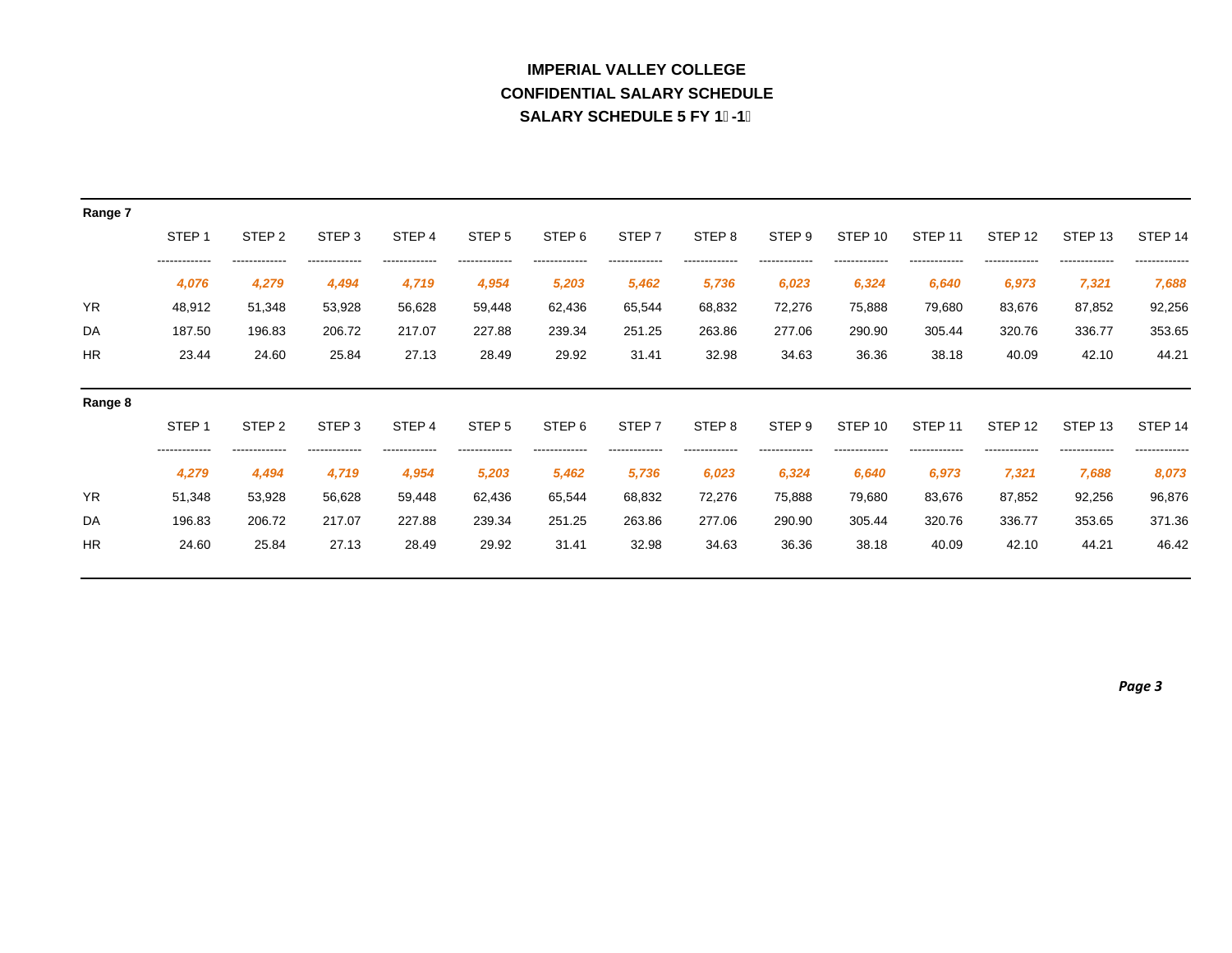# IMPERIAL VALLEY COLLEGE
## CONFIDENTIAL SALARY SCHEDULE
## SALARY SCHEDULE 5 FY 1 -1

**Range 7**

| | STEP 1 | STEP 2 | STEP 3 | STEP 4 | STEP 5 | STEP 6 | STEP 7 | STEP 8 | STEP 9 | STEP 10 | STEP 11 | STEP 12 | STEP 13 | STEP 14 |
|---|---|---|---|---|---|---|---|---|---|---|---|---|---|---|
| | *4,076* | *4,279* | *4,494* | *4,719* | *4,954* | *5,203* | *5,462* | *5,736* | *6,023* | *6,324* | *6,640* | *6,973* | *7,321* | *7,688* |
| YR | 48,912 | 51,348 | 53,928 | 56,628 | 59,448 | 62,436 | 65,544 | 68,832 | 72,276 | 75,888 | 79,680 | 83,676 | 87,852 | 92,256 |
| DA | 187.50 | 196.83 | 206.72 | 217.07 | 227.88 | 239.34 | 251.25 | 263.86 | 277.06 | 290.90 | 305.44 | 320.76 | 336.77 | 353.65 |
| HR | 23.44 | 24.60 | 25.84 | 27.13 | 28.49 | 29.92 | 31.41 | 32.98 | 34.63 | 36.36 | 38.18 | 40.09 | 42.10 | 44.21 |

**Range 8**

| | STEP 1 | STEP 2 | STEP 3 | STEP 4 | STEP 5 | STEP 6 | STEP 7 | STEP 8 | STEP 9 | STEP 10 | STEP 11 | STEP 12 | STEP 13 | STEP 14 |
|---|---|---|---|---|---|---|---|---|---|---|---|---|---|---|
| | *4,279* | *4,494* | *4,719* | *4,954* | *5,203* | *5,462* | *5,736* | *6,023* | *6,324* | *6,640* | *6,973* | *7,321* | *7,688* | *8,073* |
| YR | 51,348 | 53,928 | 56,628 | 59,448 | 62,436 | 65,544 | 68,832 | 72,276 | 75,888 | 79,680 | 83,676 | 87,852 | 92,256 | 96,876 |
| DA | 196.83 | 206.72 | 217.07 | 227.88 | 239.34 | 251.25 | 263.86 | 277.06 | 290.90 | 305.44 | 320.76 | 336.77 | 353.65 | 371.36 |
| HR | 24.60 | 25.84 | 27.13 | 28.49 | 29.92 | 31.41 | 32.98 | 34.63 | 36.36 | 38.18 | 40.09 | 42.10 | 44.21 | 46.42 |